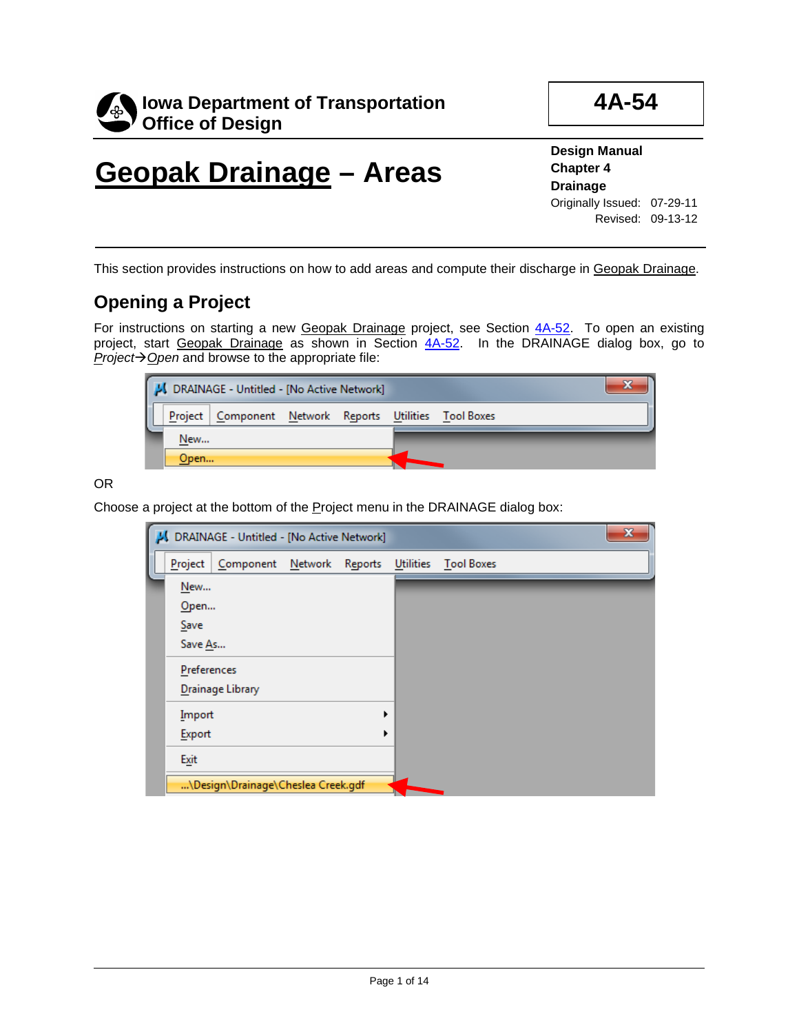Iowa Department of Transportation
Office of Design

**4A-54**

# Geopak Drainage – Areas

**Design Manual**
**Chapter 4**
**Drainage**
Originally Issued: 07-29-11
Revised: 09-13-12

This section provides instructions on how to add areas and compute their discharge in Geopak Drainage.

## Opening a Project

For instructions on starting a new Geopak Drainage project, see Section 4A-52. To open an existing project, start Geopak Drainage as shown in Section 4A-52. In the DRAINAGE dialog box, go to *Project→Open* and browse to the appropriate file:

OR

Choose a project at the bottom of the Project menu in the DRAINAGE dialog box: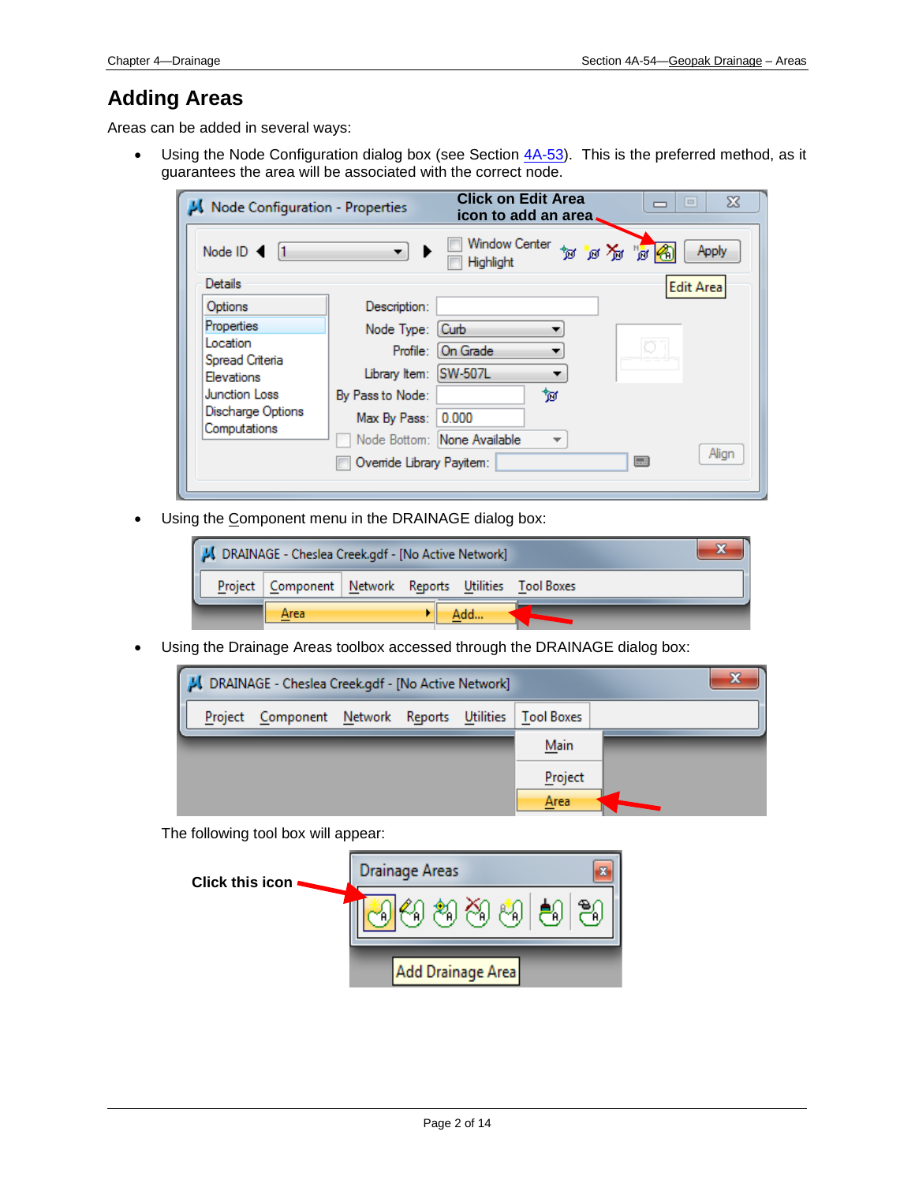# Adding Areas

Areas can be added in several ways:

- Using the Node Configuration dialog box (see Section 4A-53). This is the preferred method, as it guarantees the area will be associated with the correct node.

- Using the Component menu in the DRAINAGE dialog box:

- Using the Drainage Areas toolbox accessed through the DRAINAGE dialog box:

  The following tool box will appear: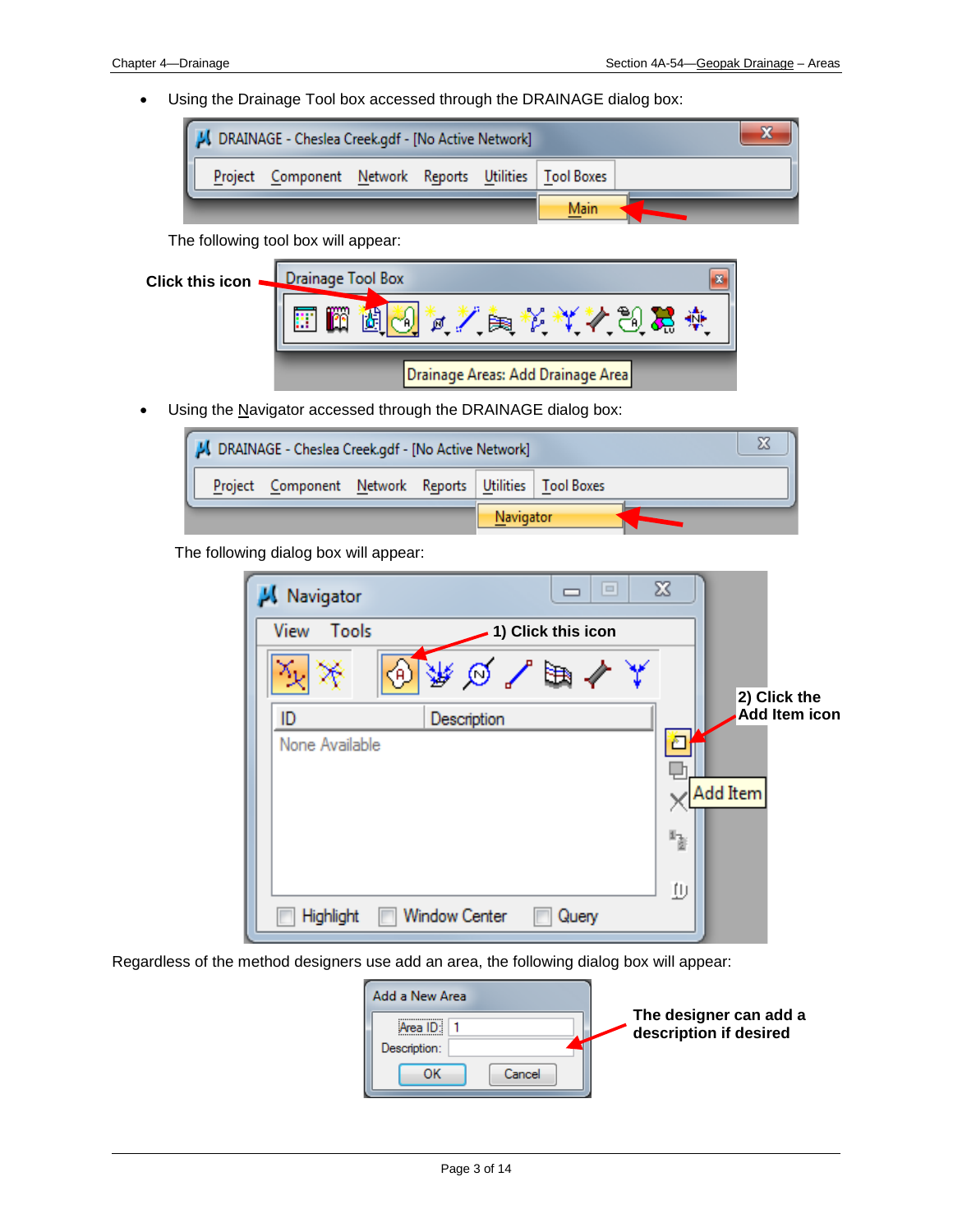- Using the Drainage Tool box accessed through the DRAINAGE dialog box:

The following tool box will appear:

**Click this icon**

- Using the Navigator accessed through the DRAINAGE dialog box:

The following dialog box will appear:

**1) Click this icon**

**2) Click the Add Item icon**

Regardless of the method designers use add an area, the following dialog box will appear:

**The designer can add a description if desired**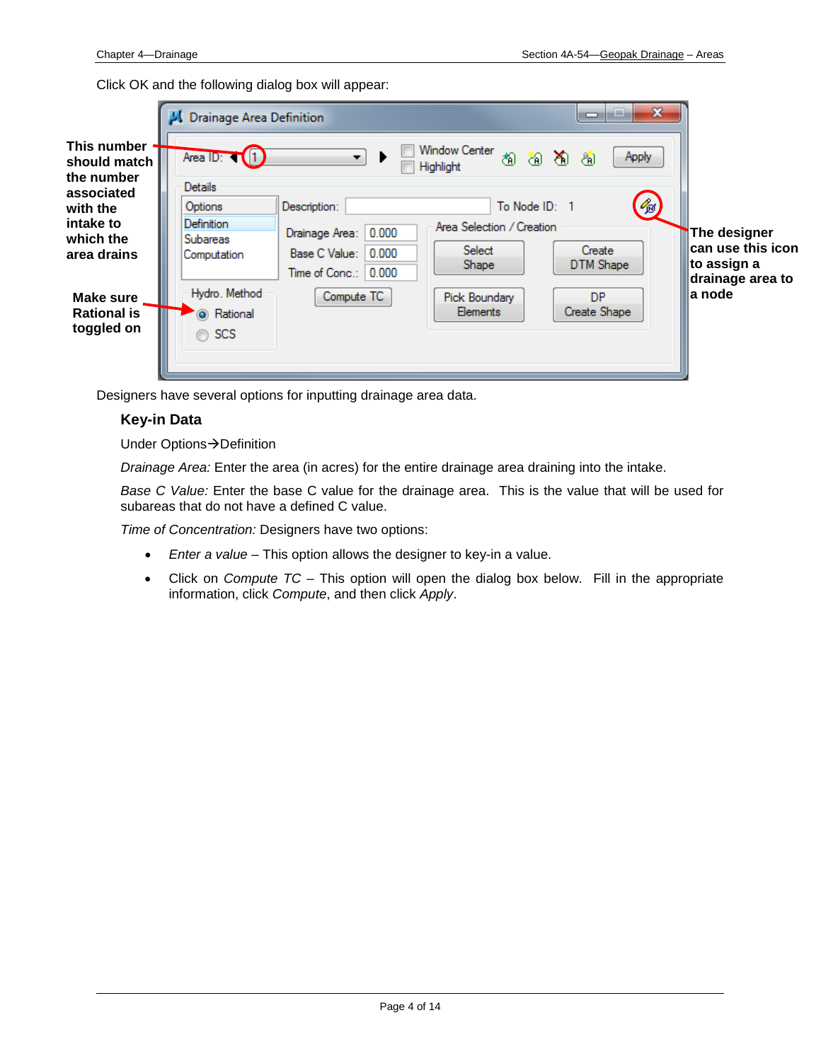Click OK and the following dialog box will appear:

This number should match the number associated with the intake to which the area drains

Make sure Rational is toggled on

The designer can use this icon to assign a drainage area to a node

Designers have several options for inputting drainage area data.

### Key-in Data

Under Options→Definition

*Drainage Area:* Enter the area (in acres) for the entire drainage area draining into the intake.

*Base C Value:* Enter the base C value for the drainage area. This is the value that will be used for subareas that do not have a defined C value.

*Time of Concentration:* Designers have two options:

- *Enter a value* – This option allows the designer to key-in a value.
- Click on *Compute TC* – This option will open the dialog box below. Fill in the appropriate information, click *Compute*, and then click *Apply*.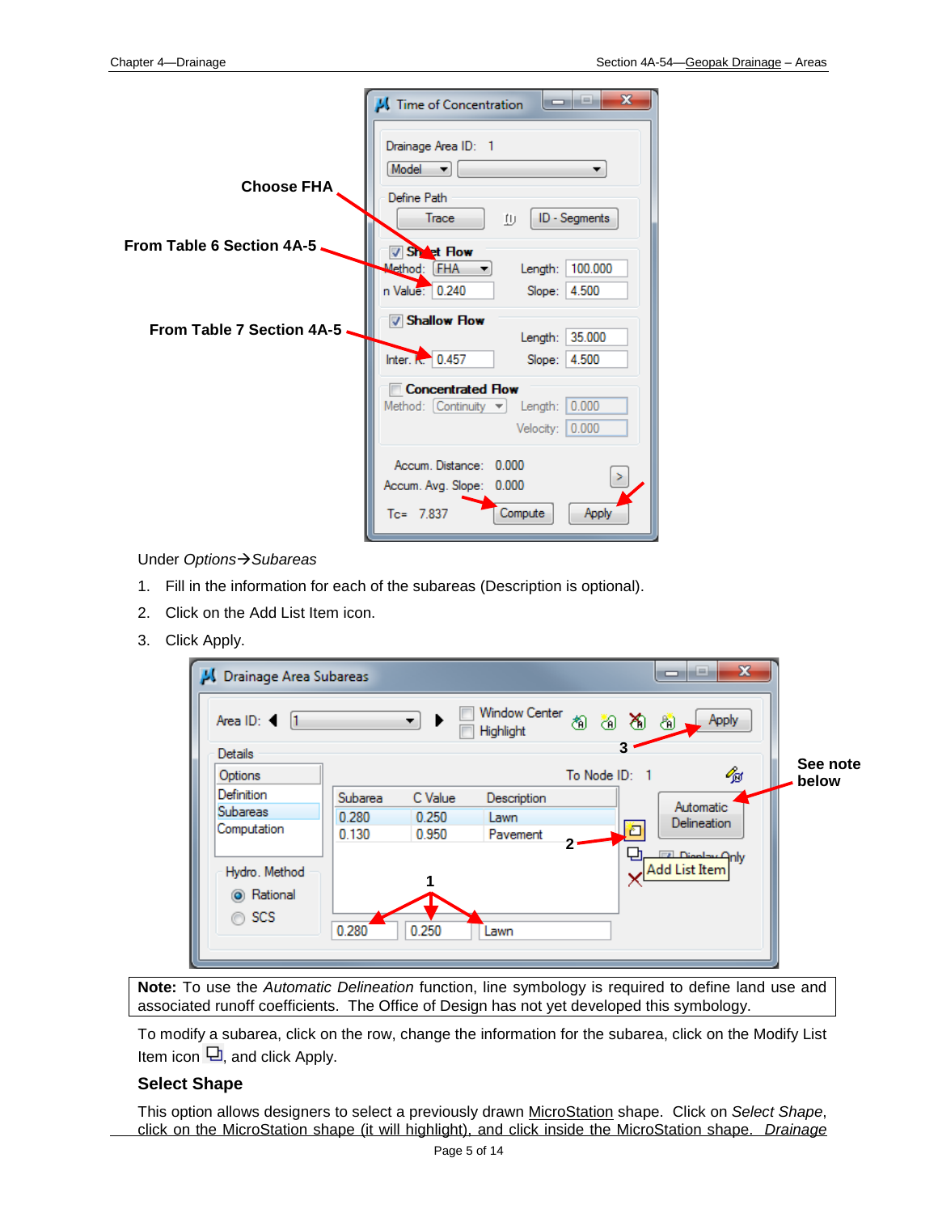Under *Options→Subareas*

1. Fill in the information for each of the subareas (Description is optional).
2. Click on the Add List Item icon.
3. Click Apply.

**Note:** To use the *Automatic Delineation* function, line symbology is required to define land use and associated runoff coefficients. The Office of Design has not yet developed this symbology.

To modify a subarea, click on the row, change the information for the subarea, click on the Modify List Item icon, and click Apply.

### Select Shape

This option allows designers to select a previously drawn MicroStation shape. Click on *Select Shape*, click on the MicroStation shape (it will highlight), and click inside the MicroStation shape. *Drainage*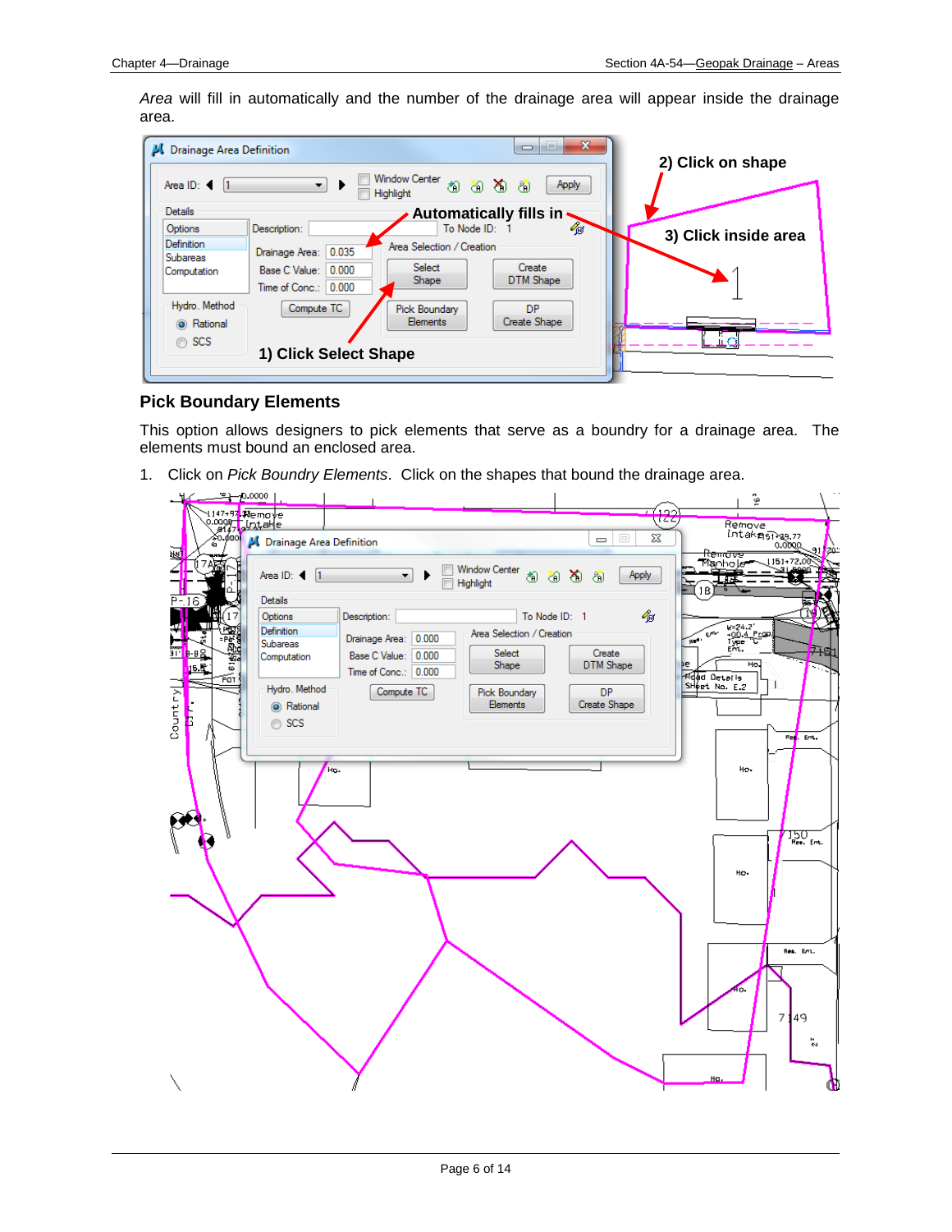*Area* will fill in automatically and the number of the drainage area will appear inside the drainage area.

### Pick Boundary Elements

This option allows designers to pick elements that serve as a boundry for a drainage area. The elements must bound an enclosed area.

1. Click on *Pick Boundry Elements*. Click on the shapes that bound the drainage area.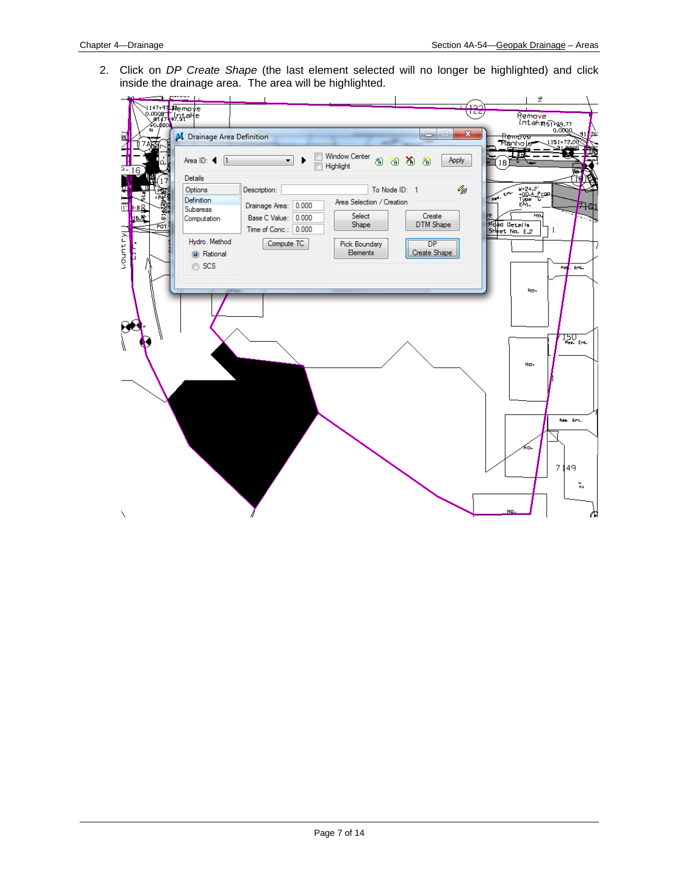2. Click on *DP Create Shape* (the last element selected will no longer be highlighted) and click inside the drainage area. The area will be highlighted.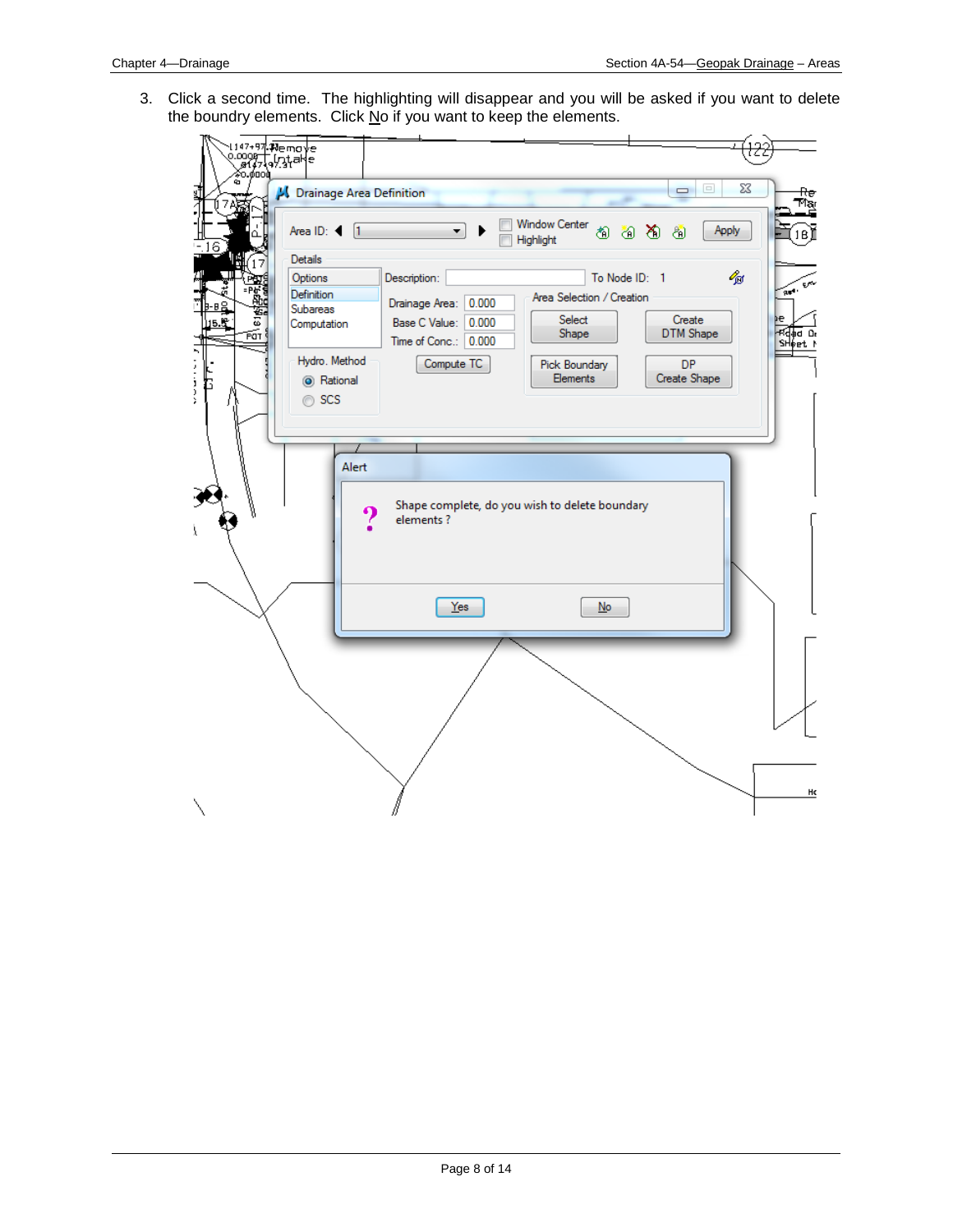3. Click a second time. The highlighting will disappear and you will be asked if you want to delete the boundry elements. Click No if you want to keep the elements.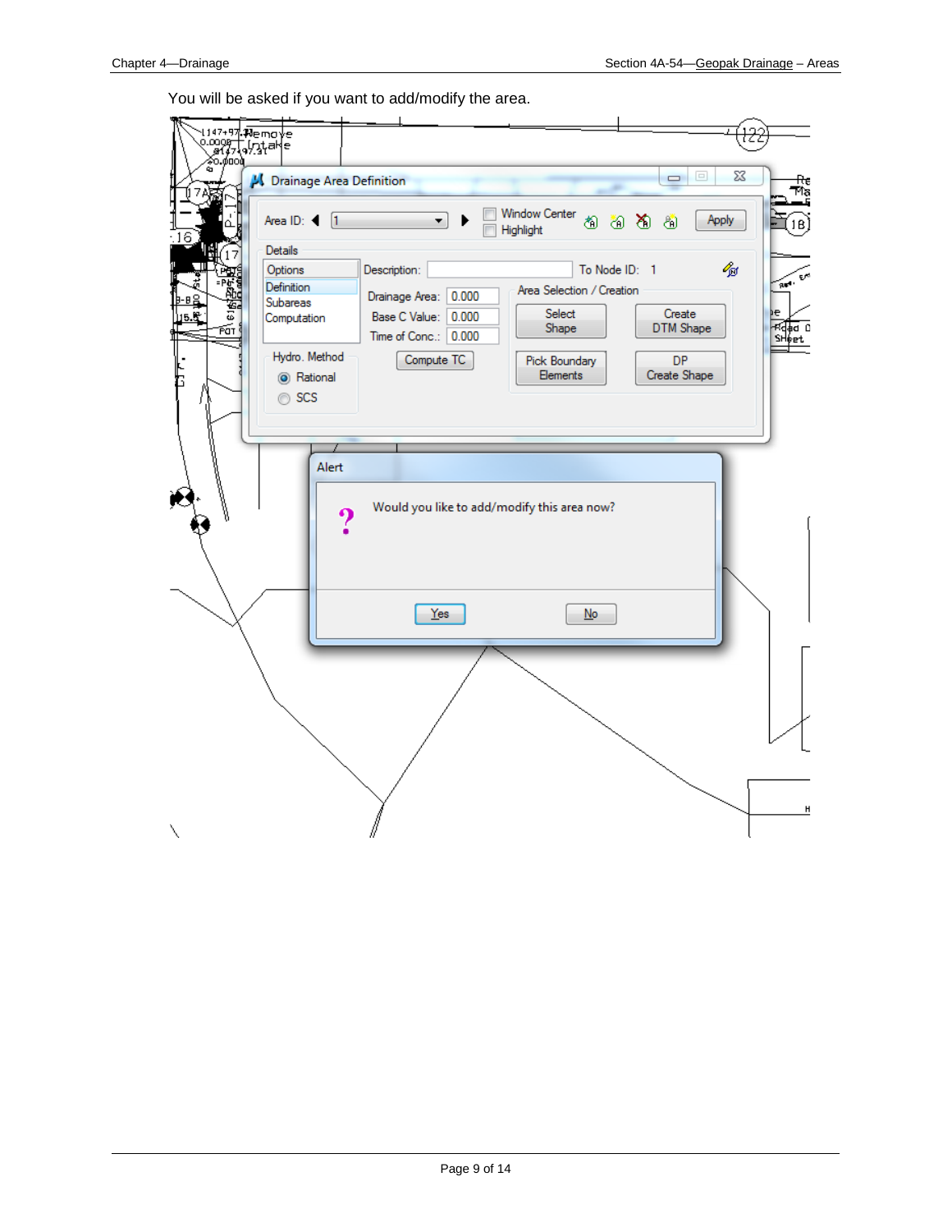You will be asked if you want to add/modify the area.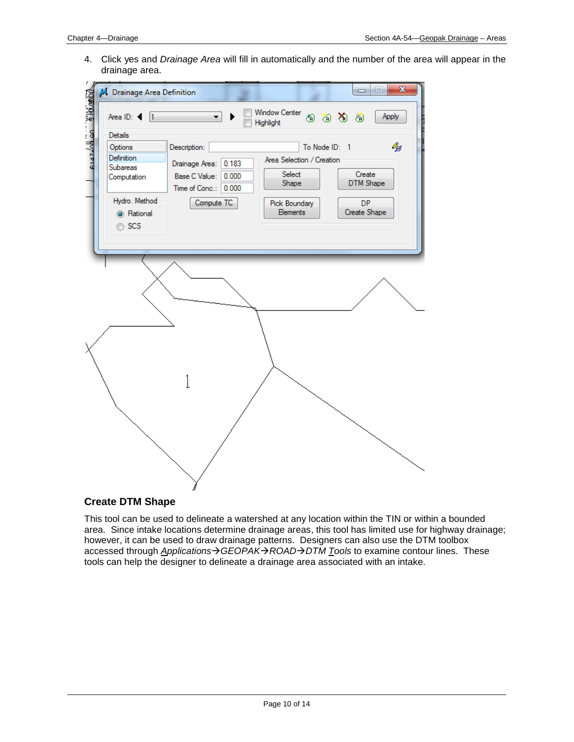4. Click yes and *Drainage Area* will fill in automatically and the number of the area will appear in the drainage area.

## Create DTM Shape

This tool can be used to delineate a watershed at any location within the TIN or within a bounded area. Since intake locations determine drainage areas, this tool has limited use for highway drainage; however, it can be used to draw drainage patterns. Designers can also use the DTM toolbox accessed through *Applications→GEOPAK→ROAD→DTM Tools* to examine contour lines. These tools can help the designer to delineate a drainage area associated with an intake.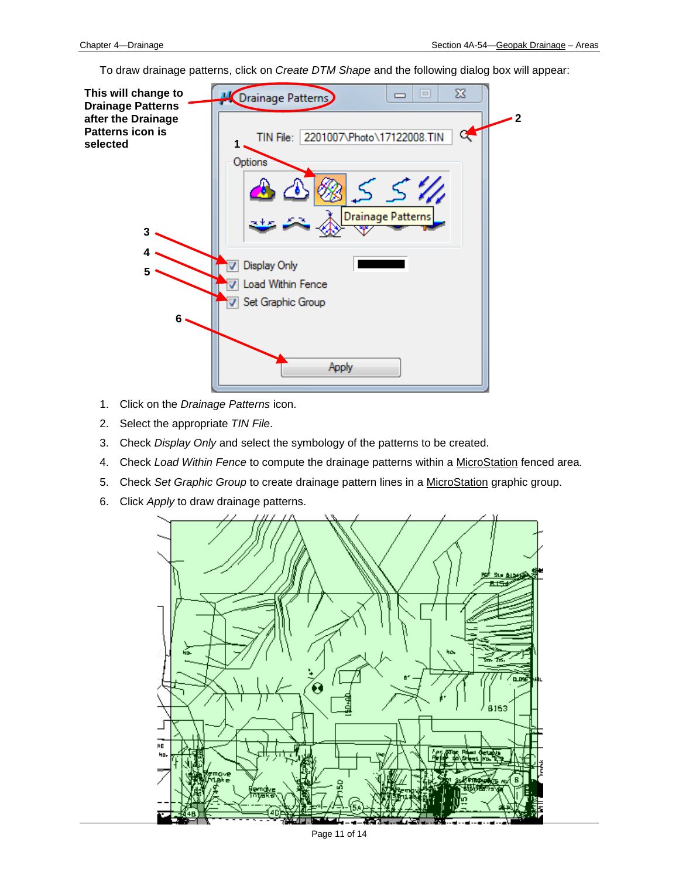To draw drainage patterns, click on *Create DTM Shape* and the following dialog box will appear:

**This will change to Drainage Patterns after the Drainage Patterns icon is selected**

1. Click on the *Drainage Patterns* icon.
2. Select the appropriate *TIN File*.
3. Check *Display Only* and select the symbology of the patterns to be created.
4. Check *Load Within Fence* to compute the drainage patterns within a MicroStation fenced area.
5. Check *Set Graphic Group* to create drainage pattern lines in a MicroStation graphic group.
6. Click *Apply* to draw drainage patterns.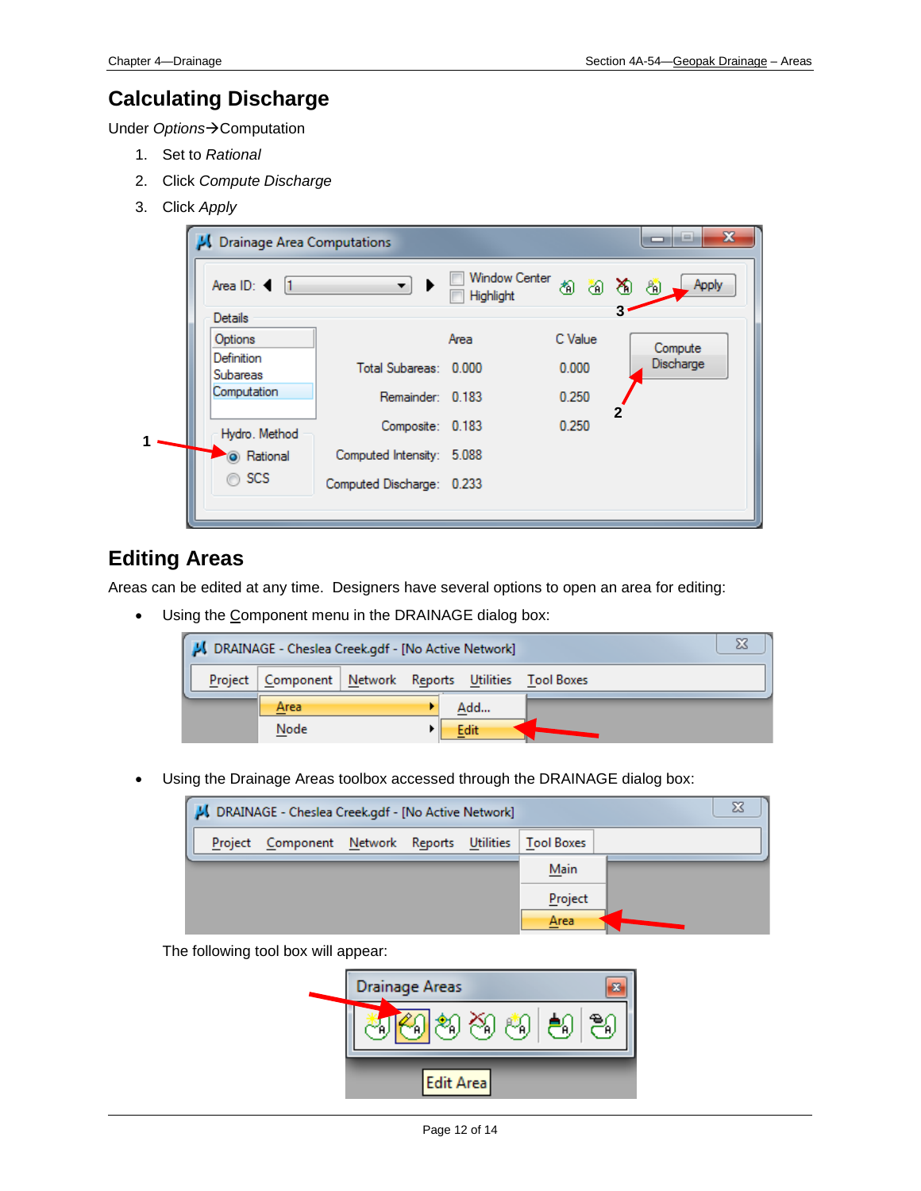## Calculating Discharge

Under *Options*→Computation

1. Set to *Rational*
2. Click *Compute Discharge*
3. Click *Apply*

## Editing Areas

Areas can be edited at any time. Designers have several options to open an area for editing:

- Using the Component menu in the DRAINAGE dialog box:

- Using the Drainage Areas toolbox accessed through the DRAINAGE dialog box:

  The following tool box will appear: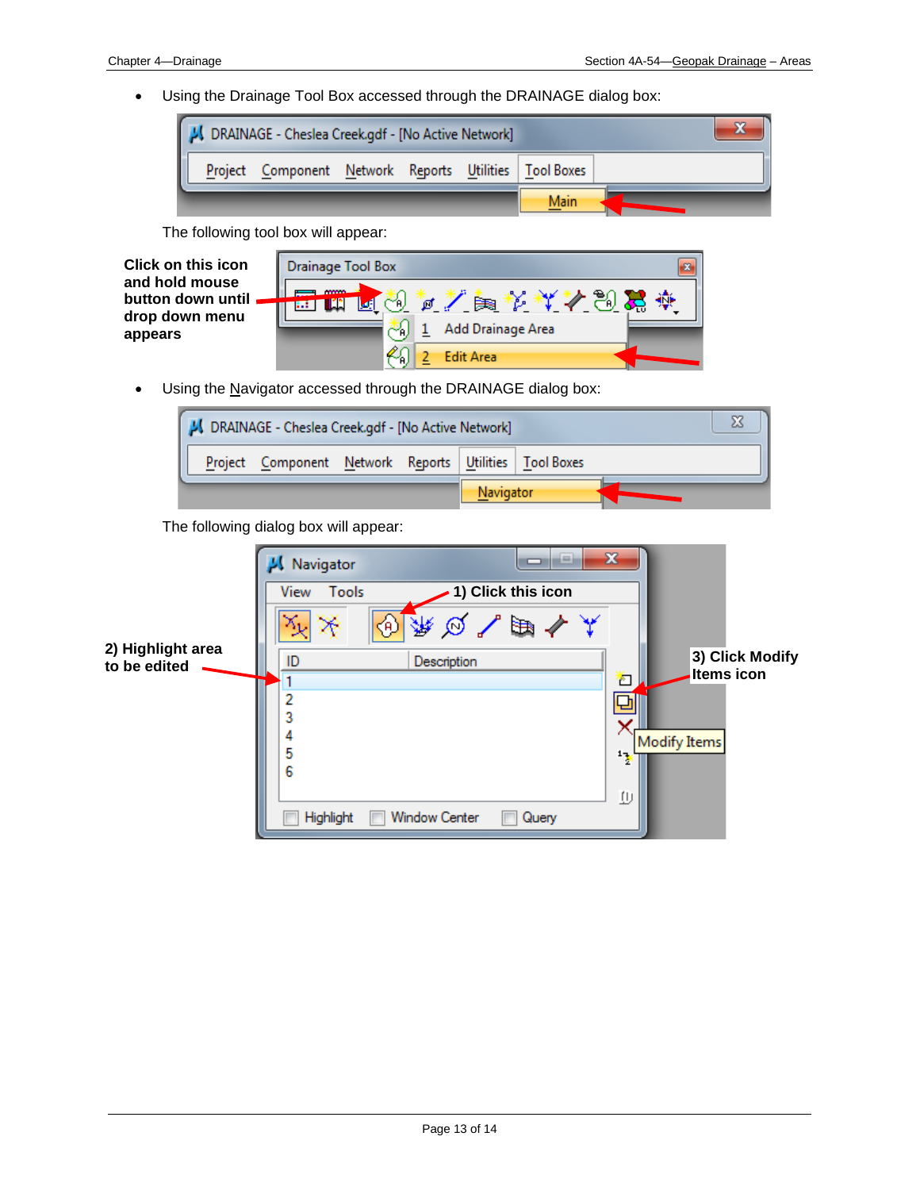- Using the Drainage Tool Box accessed through the DRAINAGE dialog box:

The following tool box will appear:

**Click on this icon and hold mouse button down until drop down menu appears**

- Using the Navigator accessed through the DRAINAGE dialog box:

The following dialog box will appear:

**1) Click this icon**

**2) Highlight area to be edited**

**3) Click Modify Items icon**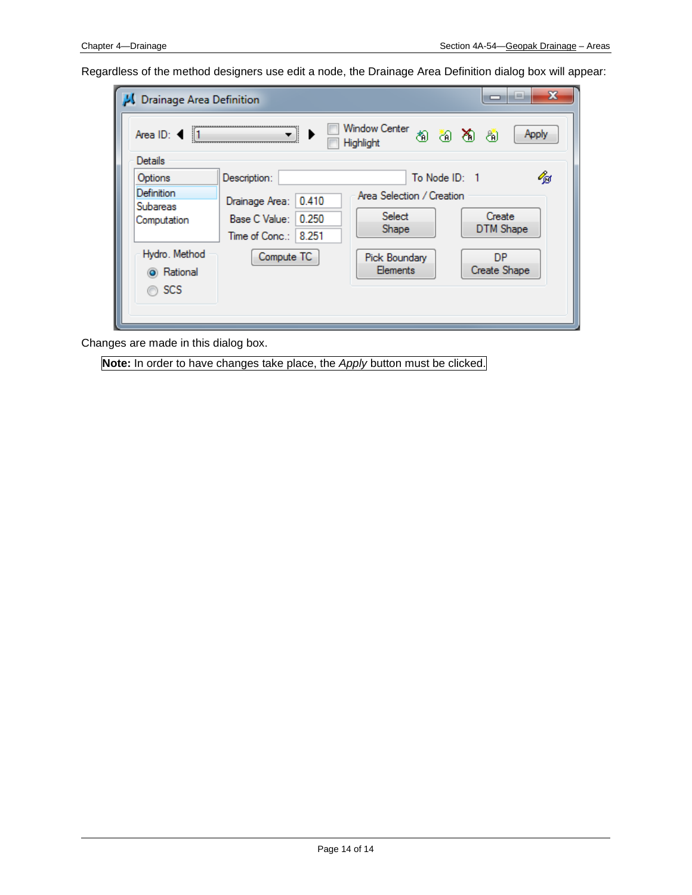Regardless of the method designers use edit a node, the Drainage Area Definition dialog box will appear:

Changes are made in this dialog box.

**Note:** In order to have changes take place, the *Apply* button must be clicked.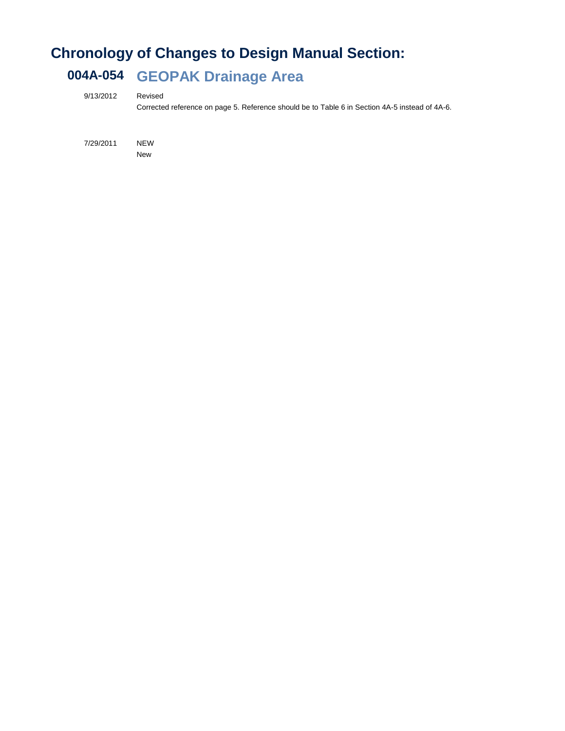# Chronology of Changes to Design Manual Section:

## 004A-054 GEOPAK Drainage Area

9/13/2012 Revised

Corrected reference on page 5. Reference should be to Table 6 in Section 4A-5 instead of 4A-6.

7/29/2011 NEW

New